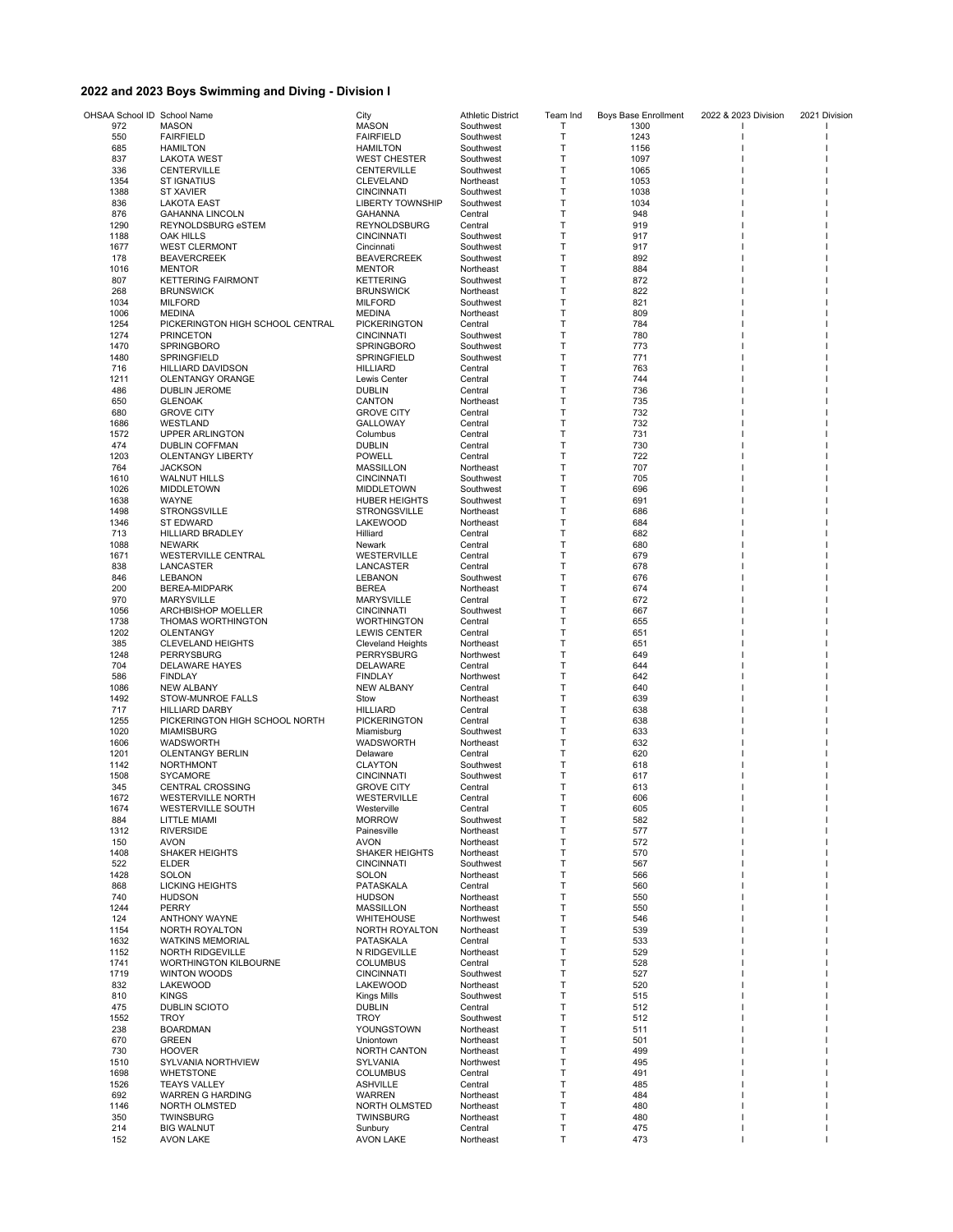## 2022 and 2023 Boys Swimming and Diving - Division I

| OHSAA School ID | School Name | City | Athletic District | Team Ind | Boys Base Enrollment | 2022 & 2023 Division | 2021 Division |
|---|---|---|---|---|---|---|---|
| 972 | MASON | MASON | Southwest | T | 1300 | I | I |
| 550 | FAIRFIELD | FAIRFIELD | Southwest | T | 1243 | I | I |
| 685 | HAMILTON | HAMILTON | Southwest | T | 1156 | I | I |
| 837 | LAKOTA WEST | WEST CHESTER | Southwest | T | 1097 | I | I |
| 336 | CENTERVILLE | CENTERVILLE | Southwest | T | 1065 | I | I |
| 1354 | ST IGNATIUS | CLEVELAND | Northeast | T | 1053 | I | I |
| 1388 | ST XAVIER | CINCINNATI | Southwest | T | 1038 | I | I |
| 836 | LAKOTA EAST | LIBERTY TOWNSHIP | Southwest | T | 1034 | I | I |
| 876 | GAHANNA LINCOLN | GAHANNA | Central | T | 948 | I | I |
| 1290 | REYNOLDSBURG eSTEM | REYNOLDSBURG | Central | T | 919 | I | I |
| 1188 | OAK HILLS | CINCINNATI | Southwest | T | 917 | I | I |
| 1677 | WEST CLERMONT | Cincinnati | Southwest | T | 917 | I | I |
| 178 | BEAVERCREEK | BEAVERCREEK | Southwest | T | 892 | I | I |
| 1016 | MENTOR | MENTOR | Northeast | T | 884 | I | I |
| 807 | KETTERING FAIRMONT | KETTERING | Southwest | T | 872 | I | I |
| 268 | BRUNSWICK | BRUNSWICK | Northeast | T | 822 | I | I |
| 1034 | MILFORD | MILFORD | Southwest | T | 821 | I | I |
| 1006 | MEDINA | MEDINA | Northeast | T | 809 | I | I |
| 1254 | PICKERINGTON HIGH SCHOOL CENTRAL | PICKERINGTON | Central | T | 784 | I | I |
| 1274 | PRINCETON | CINCINNATI | Southwest | T | 780 | I | I |
| 1470 | SPRINGBORO | SPRINGBORO | Southwest | T | 773 | I | I |
| 1480 | SPRINGFIELD | SPRINGFIELD | Southwest | T | 771 | I | I |
| 716 | HILLIARD DAVIDSON | HILLIARD | Central | T | 763 | I | I |
| 1211 | OLENTANGY ORANGE | Lewis Center | Central | T | 744 | I | I |
| 486 | DUBLIN JEROME | DUBLIN | Central | T | 736 | I | I |
| 650 | GLENOAK | CANTON | Northeast | T | 735 | I | I |
| 680 | GROVE CITY | GROVE CITY | Central | T | 732 | I | I |
| 1686 | WESTLAND | GALLOWAY | Central | T | 732 | I | I |
| 1572 | UPPER ARLINGTON | Columbus | Central | T | 731 | I | I |
| 474 | DUBLIN COFFMAN | DUBLIN | Central | T | 730 | I | I |
| 1203 | OLENTANGY LIBERTY | POWELL | Central | T | 722 | I | I |
| 764 | JACKSON | MASSILLON | Northeast | T | 707 | I | I |
| 1610 | WALNUT HILLS | CINCINNATI | Southwest | T | 705 | I | I |
| 1026 | MIDDLETOWN | MIDDLETOWN | Southwest | T | 696 | I | I |
| 1638 | WAYNE | HUBER HEIGHTS | Southwest | T | 691 | I | I |
| 1498 | STRONGSVILLE | STRONGSVILLE | Northeast | T | 686 | I | I |
| 1346 | ST EDWARD | LAKEWOOD | Northeast | T | 684 | I | I |
| 713 | HILLIARD BRADLEY | Hilliard | Central | T | 682 | I | I |
| 1088 | NEWARK | Newark | Central | T | 680 | I | I |
| 1671 | WESTERVILLE CENTRAL | WESTERVILLE | Central | T | 679 | I | I |
| 838 | LANCASTER | LANCASTER | Central | T | 678 | I | I |
| 846 | LEBANON | LEBANON | Southwest | T | 676 | I | I |
| 200 | BEREA-MIDPARK | BEREA | Northeast | T | 674 | I | I |
| 970 | MARYSVILLE | MARYSVILLE | Central | T | 672 | I | I |
| 1056 | ARCHBISHOP MOELLER | CINCINNATI | Southwest | T | 667 | I | I |
| 1738 | THOMAS WORTHINGTON | WORTHINGTON | Central | T | 655 | I | I |
| 1202 | OLENTANGY | LEWIS CENTER | Central | T | 651 | I | I |
| 385 | CLEVELAND HEIGHTS | Cleveland Heights | Northeast | T | 651 | I | I |
| 1248 | PERRYSBURG | PERRYSBURG | Northwest | T | 649 | I | I |
| 704 | DELAWARE HAYES | DELAWARE | Central | T | 644 | I | I |
| 586 | FINDLAY | FINDLAY | Northwest | T | 642 | I | I |
| 1086 | NEW ALBANY | NEW ALBANY | Central | T | 640 | I | I |
| 1492 | STOW-MUNROE FALLS | Stow | Northeast | T | 639 | I | I |
| 717 | HILLIARD DARBY | HILLIARD | Central | T | 638 | I | I |
| 1255 | PICKERINGTON HIGH SCHOOL NORTH | PICKERINGTON | Central | T | 638 | I | I |
| 1020 | MIAMISBURG | Miamisburg | Southwest | T | 633 | I | I |
| 1606 | WADSWORTH | WADSWORTH | Northeast | T | 632 | I | I |
| 1201 | OLENTANGY BERLIN | Delaware | Central | T | 620 | I | I |
| 1142 | NORTHMONT | CLAYTON | Southwest | T | 618 | I | I |
| 1508 | SYCAMORE | CINCINNATI | Southwest | T | 617 | I | I |
| 345 | CENTRAL CROSSING | GROVE CITY | Central | T | 613 | I | I |
| 1672 | WESTERVILLE NORTH | WESTERVILLE | Central | T | 606 | I | I |
| 1674 | WESTERVILLE SOUTH | Westerville | Central | T | 605 | I | I |
| 884 | LITTLE MIAMI | MORROW | Southwest | T | 582 | I | I |
| 1312 | RIVERSIDE | Painesville | Northeast | T | 577 | I | I |
| 150 | AVON | AVON | Northeast | T | 572 | I | I |
| 1408 | SHAKER HEIGHTS | SHAKER HEIGHTS | Northeast | T | 570 | I | I |
| 522 | ELDER | CINCINNATI | Southwest | T | 567 | I | I |
| 1428 | SOLON | SOLON | Northeast | T | 566 | I | I |
| 868 | LICKING HEIGHTS | PATASKALA | Central | T | 560 | I | I |
| 740 | HUDSON | HUDSON | Northeast | T | 550 | I | I |
| 1244 | PERRY | MASSILLON | Northeast | T | 550 | I | I |
| 124 | ANTHONY WAYNE | WHITEHOUSE | Northwest | T | 546 | I | I |
| 1154 | NORTH ROYALTON | NORTH ROYALTON | Northeast | T | 539 | I | I |
| 1632 | WATKINS MEMORIAL | PATASKALA | Central | T | 533 | I | I |
| 1152 | NORTH RIDGEVILLE | N RIDGEVILLE | Northeast | T | 529 | I | I |
| 1741 | WORTHINGTON KILBOURNE | COLUMBUS | Central | T | 528 | I | I |
| 1719 | WINTON WOODS | CINCINNATI | Southwest | T | 527 | I | I |
| 832 | LAKEWOOD | LAKEWOOD | Northeast | T | 520 | I | I |
| 810 | KINGS | Kings Mills | Southwest | T | 515 | I | I |
| 475 | DUBLIN SCIOTO | DUBLIN | Central | T | 512 | I | I |
| 1552 | TROY | TROY | Southwest | T | 512 | I | I |
| 238 | BOARDMAN | YOUNGSTOWN | Northeast | T | 511 | I | I |
| 670 | GREEN | Uniontown | Northeast | T | 501 | I | I |
| 730 | HOOVER | NORTH CANTON | Northeast | T | 499 | I | I |
| 1510 | SYLVANIA NORTHVIEW | SYLVANIA | Northwest | T | 495 | I | I |
| 1698 | WHETSTONE | COLUMBUS | Central | T | 491 | I | I |
| 1526 | TEAYS VALLEY | ASHVILLE | Central | T | 485 | I | I |
| 692 | WARREN G HARDING | WARREN | Northeast | T | 484 | I | I |
| 1146 | NORTH OLMSTED | NORTH OLMSTED | Northeast | T | 480 | I | I |
| 350 | TWINSBURG | TWINSBURG | Northeast | T | 480 | I | I |
| 214 | BIG WALNUT | Sunbury | Central | T | 475 | I | I |
| 152 | AVON LAKE | AVON LAKE | Northeast | T | 473 | I | I |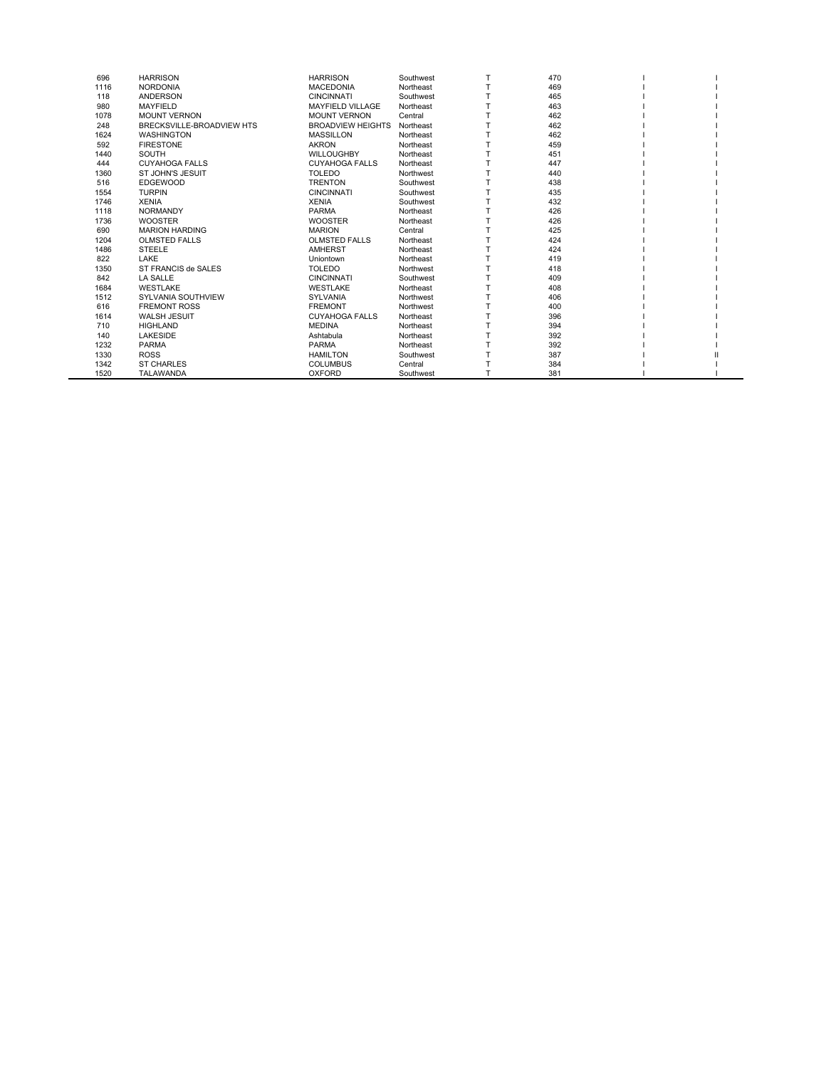| | | | | | | | |
|---|---|---|---|---|---|---|---|
| 696 | HARRISON | HARRISON | Southwest | T | 470 | I | I |
| 1116 | NORDONIA | MACEDONIA | Northeast | T | 469 | I | I |
| 118 | ANDERSON | CINCINNATI | Southwest | T | 465 | I | I |
| 980 | MAYFIELD | MAYFIELD VILLAGE | Northeast | T | 463 | I | I |
| 1078 | MOUNT VERNON | MOUNT VERNON | Central | T | 462 | I | I |
| 248 | BRECKSVILLE-BROADVIEW HTS | BROADVIEW HEIGHTS | Northeast | T | 462 | I | I |
| 1624 | WASHINGTON | MASSILLON | Northeast | T | 462 | I | I |
| 592 | FIRESTONE | AKRON | Northeast | T | 459 | I | I |
| 1440 | SOUTH | WILLOUGHBY | Northeast | T | 451 | I | I |
| 444 | CUYAHOGA FALLS | CUYAHOGA FALLS | Northeast | T | 447 | I | I |
| 1360 | ST JOHN'S JESUIT | TOLEDO | Northwest | T | 440 | I | I |
| 516 | EDGEWOOD | TRENTON | Southwest | T | 438 | I | I |
| 1554 | TURPIN | CINCINNATI | Southwest | T | 435 | I | I |
| 1746 | XENIA | XENIA | Southwest | T | 432 | I | I |
| 1118 | NORMANDY | PARMA | Northeast | T | 426 | I | I |
| 1736 | WOOSTER | WOOSTER | Northeast | T | 426 | I | I |
| 690 | MARION HARDING | MARION | Central | T | 425 | I | I |
| 1204 | OLMSTED FALLS | OLMSTED FALLS | Northeast | T | 424 | I | I |
| 1486 | STEELE | AMHERST | Northeast | T | 424 | I | I |
| 822 | LAKE | Uniontown | Northeast | T | 419 | I | I |
| 1350 | ST FRANCIS de SALES | TOLEDO | Northwest | T | 418 | I | I |
| 842 | LA SALLE | CINCINNATI | Southwest | T | 409 | I | I |
| 1684 | WESTLAKE | WESTLAKE | Northeast | T | 408 | I | I |
| 1512 | SYLVANIA SOUTHVIEW | SYLVANIA | Northwest | T | 406 | I | I |
| 616 | FREMONT ROSS | FREMONT | Northwest | T | 400 | I | I |
| 1614 | WALSH JESUIT | CUYAHOGA FALLS | Northeast | T | 396 | I | I |
| 710 | HIGHLAND | MEDINA | Northeast | T | 394 | I | I |
| 140 | LAKESIDE | Ashtabula | Northeast | T | 392 | I | I |
| 1232 | PARMA | PARMA | Northeast | T | 392 | I | I |
| 1330 | ROSS | HAMILTON | Southwest | T | 387 | I | II |
| 1342 | ST CHARLES | COLUMBUS | Central | T | 384 | I | I |
| 1520 | TALAWANDA | OXFORD | Southwest | T | 381 | I | I |